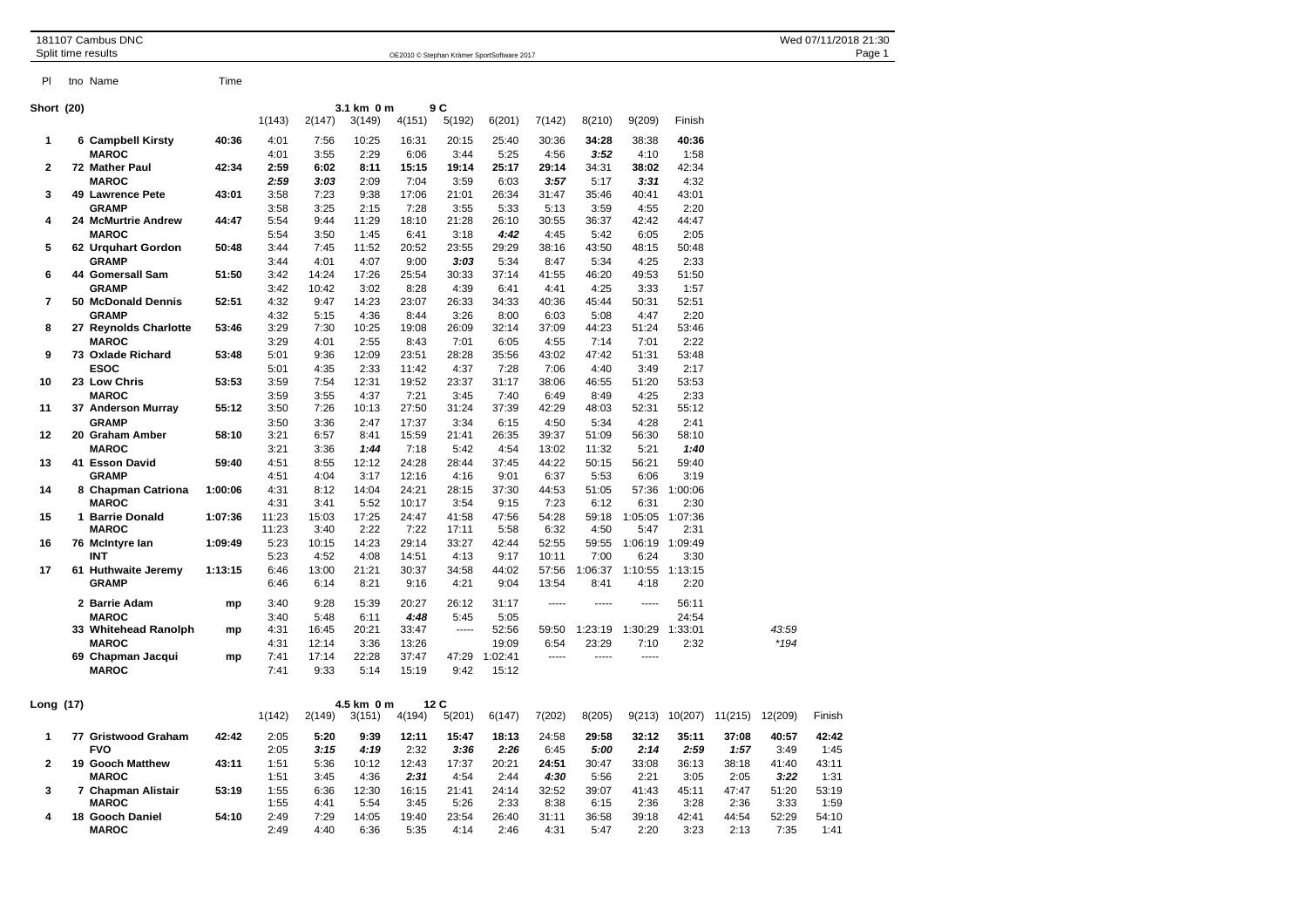# 181107 Cambus DNC

## Split time results

Wed 07/11/2018 21:30

OE2010 © Stephan Krämer SportSoftware 2017

### Short (20) — 3.1 km 0 m, 9 C

| Pl | tno | Name | Time | 1(143) | 2(147) | 3(149) | 4(151) | 5(192) | 6(201) | 7(142) | 8(210) | 9(209) | Finish | |
|---|---|---|---|---|---|---|---|---|---|---|---|---|---|---|
| 1 | 6 | **Campbell Kirsty** | **40:36** | 4:01 | 7:56 | 10:25 | 16:31 | 20:15 | 25:40 | 30:36 | **34:28** | 38:38 | **40:36** | |
| | | **MAROC** | | 4:01 | 3:55 | 2:29 | 6:06 | 3:44 | 5:25 | 4:56 | ***3:52*** | 4:10 | 1:58 | |
| 2 | 72 | **Mather Paul** | **42:34** | **2:59** | **6:02** | **8:11** | **15:15** | **19:14** | 25:17 | **29:14** | 34:31 | **38:02** | 42:34 | |
| | | **MAROC** | | ***2:59*** | ***3:03*** | 2:09 | 7:04 | 3:59 | 6:03 | ***3:57*** | 5:17 | ***3:31*** | 4:32 | |
| 3 | 49 | **Lawrence Pete** | **43:01** | 3:58 | 7:23 | 9:38 | 17:06 | 21:01 | 26:34 | 31:47 | 35:46 | 40:41 | 43:01 | |
| | | **GRAMP** | | 3:58 | 3:25 | 2:15 | 7:28 | 3:55 | 5:33 | 5:13 | 3:59 | 4:55 | 2:20 | |
| 4 | 24 | **McMurtrie Andrew** | **44:47** | 5:54 | 9:44 | 11:29 | 18:10 | 21:28 | 26:10 | 30:55 | 36:37 | 42:42 | 44:47 | |
| | | **MAROC** | | 5:54 | 3:50 | 1:45 | 6:41 | 3:18 | ***4:42*** | 4:45 | 5:42 | 6:05 | 2:05 | |
| 5 | 62 | **Urquhart Gordon** | **50:48** | 3:44 | 7:45 | 11:52 | 20:52 | 23:55 | 29:29 | 38:16 | 43:50 | 48:15 | 50:48 | |
| | | **GRAMP** | | 3:44 | 4:01 | 4:07 | 9:00 | ***3:03*** | 5:34 | 8:47 | 5:34 | 4:25 | 2:33 | |
| 6 | 44 | **Gomersall Sam** | **51:50** | 3:42 | 14:24 | 17:26 | 25:54 | 30:33 | 37:14 | 41:55 | 46:20 | 49:53 | 51:50 | |
| | | **GRAMP** | | 3:42 | 10:42 | 3:02 | 8:28 | 4:39 | 6:41 | 4:41 | 4:25 | 3:33 | 1:57 | |
| 7 | 50 | **McDonald Dennis** | **52:51** | 4:32 | 9:47 | 14:23 | 23:07 | 26:33 | 34:33 | 40:36 | 45:44 | 50:31 | 52:51 | |
| | | **GRAMP** | | 4:32 | 5:15 | 4:36 | 8:44 | 3:26 | 8:00 | 6:03 | 5:08 | 4:47 | 2:20 | |
| 8 | 27 | **Reynolds Charlotte** | **53:46** | 3:29 | 7:30 | 10:25 | 19:08 | 26:09 | 32:14 | 37:09 | 44:23 | 51:24 | 53:46 | |
| | | **MAROC** | | 3:29 | 4:01 | 2:55 | 8:43 | 7:01 | 6:05 | 4:55 | 7:14 | 7:01 | 2:22 | |
| 9 | 73 | **Oxlade Richard** | **53:48** | 5:01 | 9:36 | 12:09 | 23:51 | 28:28 | 35:56 | 43:02 | 47:42 | 51:31 | 53:48 | |
| | | **ESOC** | | 5:01 | 4:35 | 2:33 | 11:42 | 4:37 | 7:28 | 7:06 | 4:40 | 3:49 | 2:17 | |
| 10 | 23 | **Low Chris** | **53:53** | 3:59 | 7:54 | 12:31 | 19:52 | 23:37 | 31:17 | 38:06 | 46:55 | 51:20 | 53:53 | |
| | | **MAROC** | | 3:59 | 3:55 | 4:37 | 7:21 | 3:45 | 7:40 | 6:49 | 8:49 | 4:25 | 2:33 | |
| 11 | 37 | **Anderson Murray** | **55:12** | 3:50 | 7:26 | 10:13 | 27:50 | 31:24 | 37:39 | 42:29 | 48:03 | 52:31 | 55:12 | |
| | | **GRAMP** | | 3:50 | 3:36 | 2:47 | 17:37 | 3:34 | 6:15 | 4:50 | 5:34 | 4:28 | 2:41 | |
| 12 | 20 | **Graham Amber** | **58:10** | 3:21 | 6:57 | 8:41 | 15:59 | 21:41 | 26:35 | 39:37 | 51:09 | 56:30 | 58:10 | |
| | | **MAROC** | | 3:21 | 3:36 | ***1:44*** | 7:18 | 5:42 | 4:54 | 13:02 | 11:32 | 5:21 | ***1:40*** | |
| 13 | 41 | **Esson David** | **59:40** | 4:51 | 8:55 | 12:12 | 24:28 | 28:44 | 37:45 | 44:22 | 50:15 | 56:21 | 59:40 | |
| | | **GRAMP** | | 4:51 | 4:04 | 3:17 | 12:16 | 4:16 | 9:01 | 6:37 | 5:53 | 6:06 | 3:19 | |
| 14 | 8 | **Chapman Catriona** | **1:00:06** | 4:31 | 8:12 | 14:04 | 24:21 | 28:15 | 37:30 | 44:53 | 51:05 | 57:36 | 1:00:06 | |
| | | **MAROC** | | 4:31 | 3:41 | 5:52 | 10:17 | 3:54 | 9:15 | 7:23 | 6:12 | 6:31 | 2:30 | |
| 15 | 1 | **Barrie Donald** | **1:07:36** | 11:23 | 15:03 | 17:25 | 24:47 | 41:58 | 47:56 | 54:28 | 59:18 | 1:05:05 | 1:07:36 | |
| | | **MAROC** | | 11:23 | 3:40 | 2:22 | 7:22 | 17:11 | 5:58 | 6:32 | 4:50 | 5:47 | 2:31 | |
| 16 | 76 | **McIntyre Ian** | **1:09:49** | 5:23 | 10:15 | 14:23 | 29:14 | 33:27 | 42:44 | 52:55 | 59:55 | 1:06:19 | 1:09:49 | |
| | | **INT** | | 5:23 | 4:52 | 4:08 | 14:51 | 4:13 | 9:17 | 10:11 | 7:00 | 6:24 | 3:30 | |
| 17 | 61 | **Huthwaite Jeremy** | **1:13:15** | 6:46 | 13:00 | 21:21 | 30:37 | 34:58 | 44:02 | 57:56 | 1:06:37 | 1:10:55 | 1:13:15 | |
| | | **GRAMP** | | 6:46 | 6:14 | 8:21 | 9:16 | 4:21 | 9:04 | 13:54 | 8:41 | 4:18 | 2:20 | |
| | 2 | **Barrie Adam** | **mp** | 3:40 | 9:28 | 15:39 | 20:27 | 26:12 | 31:17 | ----- | ----- | ----- | 56:11 | |
| | | **MAROC** | | 3:40 | 5:48 | 6:11 | ***4:48*** | 5:45 | 5:05 | | | | 24:54 | |
| | 33 | **Whitehead Ranolph** | **mp** | 4:31 | 16:45 | 20:21 | 33:47 | ----- | 52:56 | 59:50 | 1:23:19 | 1:30:29 | 1:33:01 | *43:59* |
| | | **MAROC** | | 4:31 | 12:14 | 3:36 | 13:26 | | 19:09 | 6:54 | 23:29 | 7:10 | 2:32 | *\*194* |
| | 69 | **Chapman Jacqui** | **mp** | 7:41 | 17:14 | 22:28 | 37:47 | 47:29 | 1:02:41 | ----- | ----- | ----- | | |
| | | **MAROC** | | 7:41 | 9:33 | 5:14 | 15:19 | 9:42 | 15:12 | | | | | |

### Long (17) — 4.5 km 0 m, 12 C

| Pl | tno | Name | Time | 1(142) | 2(149) | 3(151) | 4(194) | 5(201) | 6(147) | 7(202) | 8(205) | 9(213) | 10(207) | 11(215) | 12(209) | Finish |
|---|---|---|---|---|---|---|---|---|---|---|---|---|---|---|---|---|
| 1 | 77 | **Gristwood Graham** | **42:42** | 2:05 | **5:20** | **9:39** | **12:11** | **15:47** | **18:13** | 24:58 | **29:58** | **32:12** | **35:11** | **37:08** | **40:57** | **42:42** |
| | | **FVO** | | 2:05 | ***3:15*** | ***4:19*** | 2:32 | ***3:36*** | ***2:26*** | 6:45 | ***5:00*** | ***2:14*** | ***2:59*** | ***1:57*** | 3:49 | 1:45 |
| 2 | 19 | **Gooch Matthew** | **43:11** | 1:51 | 5:36 | 10:12 | 12:43 | 17:37 | 20:21 | **24:51** | 30:47 | 33:08 | 36:13 | 38:18 | 41:40 | 43:11 |
| | | **MAROC** | | 1:51 | 3:45 | 4:36 | ***2:31*** | 4:54 | 2:44 | ***4:30*** | 5:56 | 2:21 | 3:05 | 2:05 | ***3:22*** | 1:31 |
| 3 | 7 | **Chapman Alistair** | **53:19** | 1:55 | 6:36 | 12:30 | 16:15 | 21:41 | 24:14 | 32:52 | 39:07 | 41:43 | 45:11 | 47:47 | 51:20 | 53:19 |
| | | **MAROC** | | 1:55 | 4:41 | 5:54 | 3:45 | 5:26 | 2:33 | 8:38 | 6:15 | 2:36 | 3:28 | 2:36 | 3:33 | 1:59 |
| 4 | 18 | **Gooch Daniel** | **54:10** | 2:49 | 7:29 | 14:05 | 19:40 | 23:54 | 26:40 | 31:11 | 36:58 | 39:18 | 42:41 | 44:54 | 52:29 | 54:10 |
| | | **MAROC** | | 2:49 | 4:40 | 6:36 | 5:35 | 4:14 | 2:46 | 4:31 | 5:47 | 2:20 | 3:23 | 2:13 | 7:35 | 1:41 |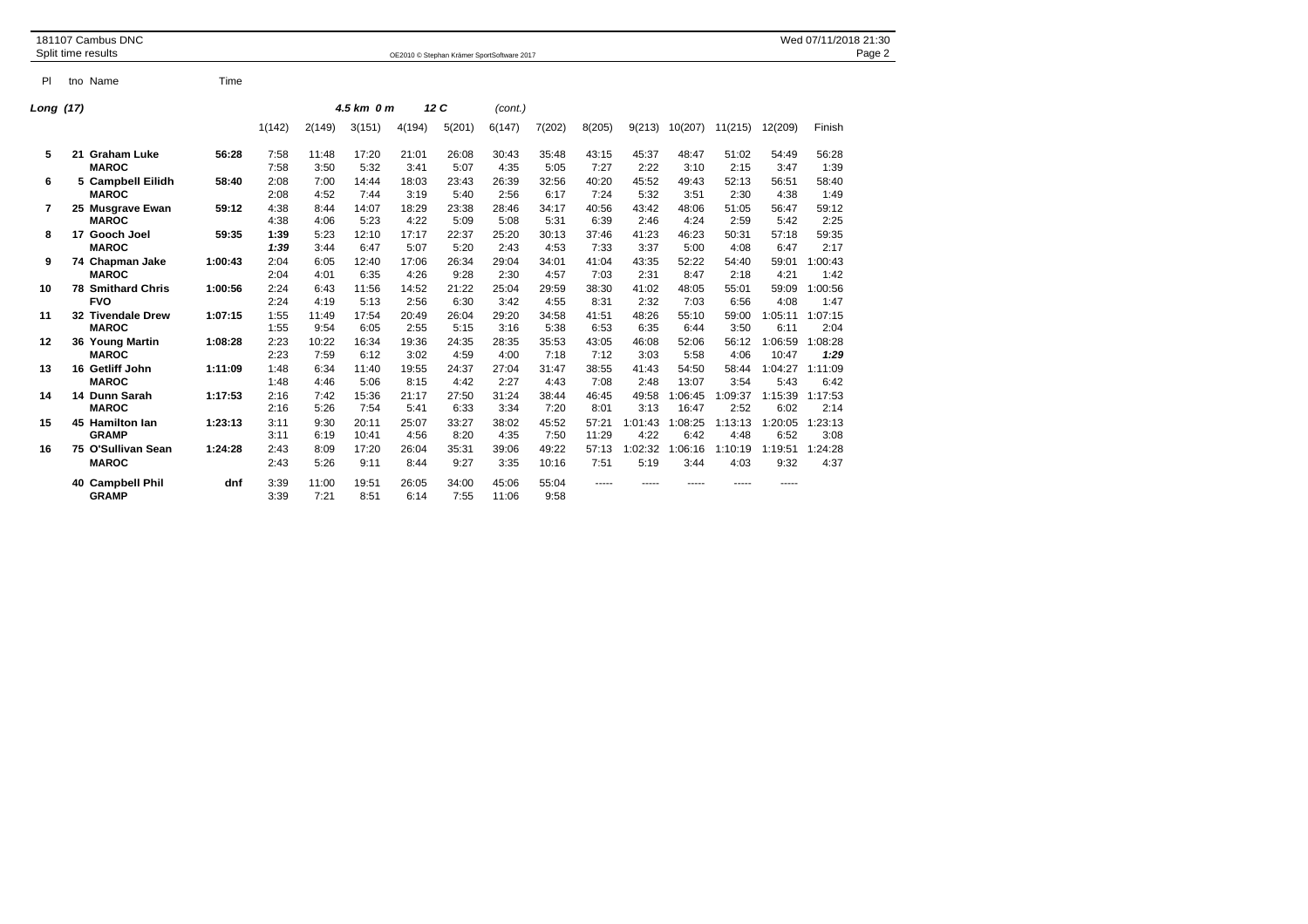| Pl | tno | Name | Time | 1(142) | 2(149) | 3(151) | 4(194) | 5(201) | 6(147) | 7(202) | 8(205) | 9(213) | 10(207) | 11(215) | 12(209) | Finish |
|---|---|---|---|---|---|---|---|---|---|---|---|---|---|---|---|---|
| **Long (17)** | | | | | | 4.5 km 0 m | | 12 C | (cont.) | | | | | | | |
| **5** | **21** | **Graham Luke** | **56:28** | 7:58 | 11:48 | 17:20 | 21:01 | 26:08 | 30:43 | 35:48 | 43:15 | 45:37 | 48:47 | 51:02 | 54:49 | 56:28 |
| | | **MAROC** | | 7:58 | 3:50 | 5:32 | 3:41 | 5:07 | 4:35 | 5:05 | 7:27 | 2:22 | 3:10 | 2:15 | 3:47 | 1:39 |
| **6** | **5** | **Campbell Eilidh** | **58:40** | 2:08 | 7:00 | 14:44 | 18:03 | 23:43 | 26:39 | 32:56 | 40:20 | 45:52 | 49:43 | 52:13 | 56:51 | 58:40 |
| | | **MAROC** | | 2:08 | 4:52 | 7:44 | 3:19 | 5:40 | 2:56 | 6:17 | 7:24 | 5:32 | 3:51 | 2:30 | 4:38 | 1:49 |
| **7** | **25** | **Musgrave Ewan** | **59:12** | 4:38 | 8:44 | 14:07 | 18:29 | 23:38 | 28:46 | 34:17 | 40:56 | 43:42 | 48:06 | 51:05 | 56:47 | 59:12 |
| | | **MAROC** | | 4:38 | 4:06 | 5:23 | 4:22 | 5:09 | 5:08 | 5:31 | 6:39 | 2:46 | 4:24 | 2:59 | 5:42 | 2:25 |
| **8** | **17** | **Gooch Joel** | **59:35** | **1:39** | 5:23 | 12:10 | 17:17 | 22:37 | 25:20 | 30:13 | 37:46 | 41:23 | 46:23 | 50:31 | 57:18 | 59:35 |
| | | **MAROC** | | ***1:39*** | 3:44 | 6:47 | 5:07 | 5:20 | 2:43 | 4:53 | 7:33 | 3:37 | 5:00 | 4:08 | 6:47 | 2:17 |
| **9** | **74** | **Chapman Jake** | **1:00:43** | 2:04 | 6:05 | 12:40 | 17:06 | 26:34 | 29:04 | 34:01 | 41:04 | 43:35 | 52:22 | 54:40 | 59:01 | 1:00:43 |
| | | **MAROC** | | 2:04 | 4:01 | 6:35 | 4:26 | 9:28 | 2:30 | 4:57 | 7:03 | 2:31 | 8:47 | 2:18 | 4:21 | 1:42 |
| **10** | **78** | **Smithard Chris** | **1:00:56** | 2:24 | 6:43 | 11:56 | 14:52 | 21:22 | 25:04 | 29:59 | 38:30 | 41:02 | 48:05 | 55:01 | 59:09 | 1:00:56 |
| | | **FVO** | | 2:24 | 4:19 | 5:13 | 2:56 | 6:30 | 3:42 | 4:55 | 8:31 | 2:32 | 7:03 | 6:56 | 4:08 | 1:47 |
| **11** | **32** | **Tivendale Drew** | **1:07:15** | 1:55 | 11:49 | 17:54 | 20:49 | 26:04 | 29:20 | 34:58 | 41:51 | 48:26 | 55:10 | 59:00 | 1:05:11 | 1:07:15 |
| | | **MAROC** | | 1:55 | 9:54 | 6:05 | 2:55 | 5:15 | 3:16 | 5:38 | 6:53 | 6:35 | 6:44 | 3:50 | 6:11 | 2:04 |
| **12** | **36** | **Young Martin** | **1:08:28** | 2:23 | 10:22 | 16:34 | 19:36 | 24:35 | 28:35 | 35:53 | 43:05 | 46:08 | 52:06 | 56:12 | 1:06:59 | 1:08:28 |
| | | **MAROC** | | 2:23 | 7:59 | 6:12 | 3:02 | 4:59 | 4:00 | 7:18 | 7:12 | 3:03 | 5:58 | 4:06 | 10:47 | ***1:29*** |
| **13** | **16** | **Getliff John** | **1:11:09** | 1:48 | 6:34 | 11:40 | 19:55 | 24:37 | 27:04 | 31:47 | 38:55 | 41:43 | 54:50 | 58:44 | 1:04:27 | 1:11:09 |
| | | **MAROC** | | 1:48 | 4:46 | 5:06 | 8:15 | 4:42 | 2:27 | 4:43 | 7:08 | 2:48 | 13:07 | 3:54 | 5:43 | 6:42 |
| **14** | **14** | **Dunn Sarah** | **1:17:53** | 2:16 | 7:42 | 15:36 | 21:17 | 27:50 | 31:24 | 38:44 | 46:45 | 49:58 | 1:06:45 | 1:09:37 | 1:15:39 | 1:17:53 |
| | | **MAROC** | | 2:16 | 5:26 | 7:54 | 5:41 | 6:33 | 3:34 | 7:20 | 8:01 | 3:13 | 16:47 | 2:52 | 6:02 | 2:14 |
| **15** | **45** | **Hamilton Ian** | **1:23:13** | 3:11 | 9:30 | 20:11 | 25:07 | 33:27 | 38:02 | 45:52 | 57:21 | 1:01:43 | 1:08:25 | 1:13:13 | 1:20:05 | 1:23:13 |
| | | **GRAMP** | | 3:11 | 6:19 | 10:41 | 4:56 | 8:20 | 4:35 | 7:50 | 11:29 | 4:22 | 6:42 | 4:48 | 6:52 | 3:08 |
| **16** | **75** | **O'Sullivan Sean** | **1:24:28** | 2:43 | 8:09 | 17:20 | 26:04 | 35:31 | 39:06 | 49:22 | 57:13 | 1:02:32 | 1:06:16 | 1:10:19 | 1:19:51 | 1:24:28 |
| | | **MAROC** | | 2:43 | 5:26 | 9:11 | 8:44 | 9:27 | 3:35 | 10:16 | 7:51 | 5:19 | 3:44 | 4:03 | 9:32 | 4:37 |
| | **40** | **Campbell Phil** | **dnf** | 3:39 | 11:00 | 19:51 | 26:05 | 34:00 | 45:06 | 55:04 | ----- | ----- | ----- | ----- | ----- | |
| | | **GRAMP** | | 3:39 | 7:21 | 8:51 | 6:14 | 7:55 | 11:06 | 9:58 | | | | | | |